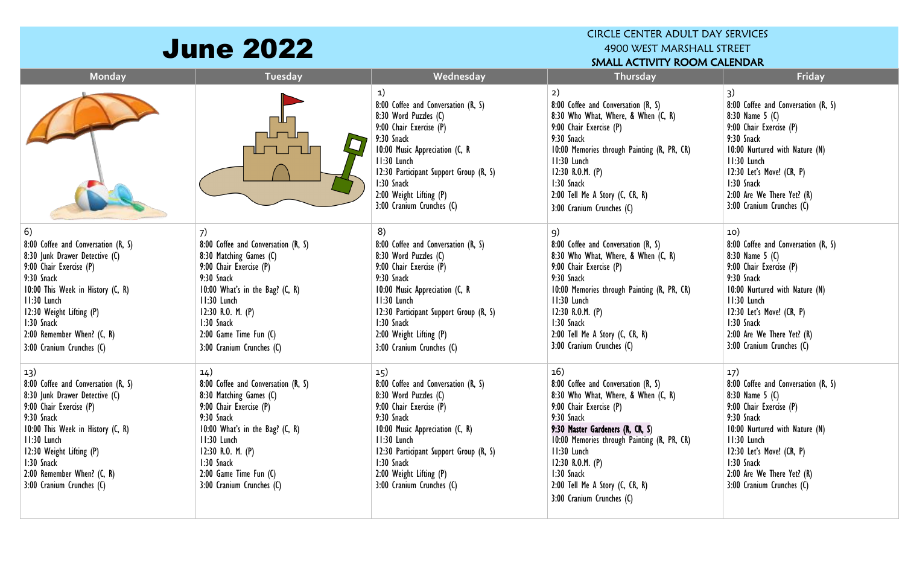# June 2022

CIRCLE CENTER ADULT DAY SERVICES
4900 WEST MARSHALL STREET
**SMALL ACTIVITY ROOM CALENDAR**

| Monday | Tuesday | Wednesday | Thursday | Friday |
|---|---|---|---|---|
| | | 1)<br>8:00 Coffee and Conversation (R, S)<br>8:30 Word Puzzles (C)<br>9:00 Chair Exercise (P)<br>9:30 Snack<br>10:00 Music Appreciation (C, R<br>11:30 Lunch<br>12:30 Participant Support Group (R, S)<br>1:30 Snack<br>2:00 Weight Lifting (P)<br>3:00 Cranium Crunches (C) | 2)<br>8:00 Coffee and Conversation (R, S)<br>8:30 Who What, Where, & When (C, R)<br>9:00 Chair Exercise (P)<br>9:30 Snack<br>10:00 Memories through Painting (R, PR, CR)<br>11:30 Lunch<br>12:30 R.O.M. (P)<br>1:30 Snack<br>2:00 Tell Me A Story (C, CR, R)<br>3:00 Cranium Crunches (C) | 3)<br>8:00 Coffee and Conversation (R, S)<br>8:30 Name 5 (C)<br>9:00 Chair Exercise (P)<br>9:30 Snack<br>10:00 Nurtured with Nature (N)<br>11:30 Lunch<br>12:30 Let's Move! (CR, P)<br>1:30 Snack<br>2:00 Are We There Yet? (R)<br>3:00 Cranium Crunches (C) |
| 6)<br>8:00 Coffee and Conversation (R, S)<br>8:30 Junk Drawer Detective (C)<br>9:00 Chair Exercise (P)<br>9:30 Snack<br>10:00 This Week in History (C, R)<br>11:30 Lunch<br>12:30 Weight Lifting (P)<br>1:30 Snack<br>2:00 Remember When? (C, R)<br>3:00 Cranium Crunches (C) | 7)<br>8:00 Coffee and Conversation (R, S)<br>8:30 Matching Games (C)<br>9:00 Chair Exercise (P)<br>9:30 Snack<br>10:00 What's in the Bag? (C, R)<br>11:30 Lunch<br>12:30 R.O. M. (P)<br>1:30 Snack<br>2:00 Game Time Fun (C)<br>3:00 Cranium Crunches (C) | 8)<br>8:00 Coffee and Conversation (R, S)<br>8:30 Word Puzzles (C)<br>9:00 Chair Exercise (P)<br>9:30 Snack<br>10:00 Music Appreciation (C, R<br>11:30 Lunch<br>12:30 Participant Support Group (R, S)<br>1:30 Snack<br>2:00 Weight Lifting (P)<br>3:00 Cranium Crunches (C) | 9)<br>8:00 Coffee and Conversation (R, S)<br>8:30 Who What, Where, & When (C, R)<br>9:00 Chair Exercise (P)<br>9:30 Snack<br>10:00 Memories through Painting (R, PR, CR)<br>11:30 Lunch<br>12:30 R.O.M. (P)<br>1:30 Snack<br>2:00 Tell Me A Story (C, CR, R)<br>3:00 Cranium Crunches (C) | 10)<br>8:00 Coffee and Conversation (R, S)<br>8:30 Name 5 (C)<br>9:00 Chair Exercise (P)<br>9:30 Snack<br>10:00 Nurtured with Nature (N)<br>11:30 Lunch<br>12:30 Let's Move! (CR, P)<br>1:30 Snack<br>2:00 Are We There Yet? (R)<br>3:00 Cranium Crunches (C) |
| 13)<br>8:00 Coffee and Conversation (R, S)<br>8:30 Junk Drawer Detective (C)<br>9:00 Chair Exercise (P)<br>9:30 Snack<br>10:00 This Week in History (C, R)<br>11:30 Lunch<br>12:30 Weight Lifting (P)<br>1:30 Snack<br>2:00 Remember When? (C, R)<br>3:00 Cranium Crunches (C) | 14)<br>8:00 Coffee and Conversation (R, S)<br>8:30 Matching Games (C)<br>9:00 Chair Exercise (P)<br>9:30 Snack<br>10:00 What's in the Bag? (C, R)<br>11:30 Lunch<br>12:30 R.O. M. (P)<br>1:30 Snack<br>2:00 Game Time Fun (C)<br>3:00 Cranium Crunches (C) | 15)<br>8:00 Coffee and Conversation (R, S)<br>8:30 Word Puzzles (C)<br>9:00 Chair Exercise (P)<br>9:30 Snack<br>10:00 Music Appreciation (C, R)<br>11:30 Lunch<br>12:30 Participant Support Group (R, S)<br>1:30 Snack<br>2:00 Weight Lifting (P)<br>3:00 Cranium Crunches (C) | 16)<br>8:00 Coffee and Conversation (R, S)<br>8:30 Who What, Where, & When (C, R)<br>9:00 Chair Exercise (P)<br>9:30 Snack<br>**9:30 Master Gardeners (R, CR, S)**<br>10:00 Memories through Painting (R, PR, CR)<br>11:30 Lunch<br>12:30 R.O.M. (P)<br>1:30 Snack<br>2:00 Tell Me A Story (C, CR, R)<br>3:00 Cranium Crunches (C) | 17)<br>8:00 Coffee and Conversation (R, S)<br>8:30 Name 5 (C)<br>9:00 Chair Exercise (P)<br>9:30 Snack<br>10:00 Nurtured with Nature (N)<br>11:30 Lunch<br>12:30 Let's Move! (CR, P)<br>1:30 Snack<br>2:00 Are We There Yet? (R)<br>3:00 Cranium Crunches (C) |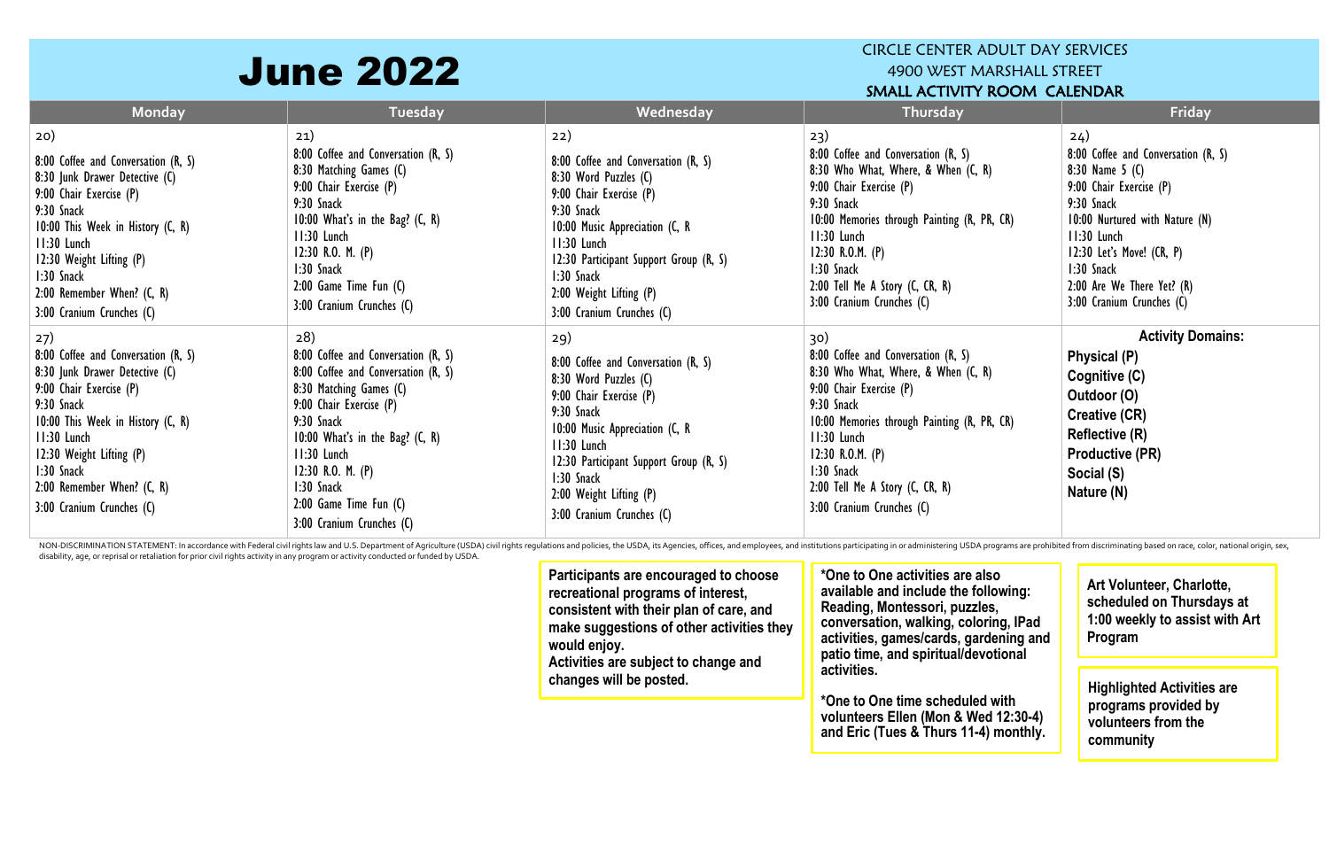# June 2022

CIRCLE CENTER ADULT DAY SERVICES
4900 WEST MARSHALL STREET
**SMALL ACTIVITY ROOM CALENDAR**

| Monday | Tuesday | Wednesday | Thursday | Friday |
|---|---|---|---|---|
| 20)<br>8:00 Coffee and Conversation (R, S)<br>8:30 Junk Drawer Detective (C)<br>9:00 Chair Exercise (P)<br>9:30 Snack<br>10:00 This Week in History (C, R)<br>11:30 Lunch<br>12:30 Weight Lifting (P)<br>1:30 Snack<br>2:00 Remember When? (C, R)<br>3:00 Cranium Crunches (C) | 21)<br>8:00 Coffee and Conversation (R, S)<br>8:30 Matching Games (C)<br>9:00 Chair Exercise (P)<br>9:30 Snack<br>10:00 What's in the Bag? (C, R)<br>11:30 Lunch<br>12:30 R.O. M. (P)<br>1:30 Snack<br>2:00 Game Time Fun (C)<br>3:00 Cranium Crunches (C) | 22)<br>8:00 Coffee and Conversation (R, S)<br>8:30 Word Puzzles (C)<br>9:00 Chair Exercise (P)<br>9:30 Snack<br>10:00 Music Appreciation (C, R<br>11:30 Lunch<br>12:30 Participant Support Group (R, S)<br>1:30 Snack<br>2:00 Weight Lifting (P)<br>3:00 Cranium Crunches (C) | 23)<br>8:00 Coffee and Conversation (R, S)<br>8:30 Who What, Where, & When (C, R)<br>9:00 Chair Exercise (P)<br>9:30 Snack<br>10:00 Memories through Painting (R, PR, CR)<br>11:30 Lunch<br>12:30 R.O.M. (P)<br>1:30 Snack<br>2:00 Tell Me A Story (C, CR, R)<br>3:00 Cranium Crunches (C) | 24)<br>8:00 Coffee and Conversation (R, S)<br>8:30 Name 5 (C)<br>9:00 Chair Exercise (P)<br>9:30 Snack<br>10:00 Nurtured with Nature (N)<br>11:30 Lunch<br>12:30 Let's Move! (CR, P)<br>1:30 Snack<br>2:00 Are We There Yet? (R)<br>3:00 Cranium Crunches (C) |
| 27)<br>8:00 Coffee and Conversation (R, S)<br>8:30 Junk Drawer Detective (C)<br>9:00 Chair Exercise (P)<br>9:30 Snack<br>10:00 This Week in History (C, R)<br>11:30 Lunch<br>12:30 Weight Lifting (P)<br>1:30 Snack<br>2:00 Remember When? (C, R)<br>3:00 Cranium Crunches (C) | 28)<br>8:00 Coffee and Conversation (R, S)<br>8:00 Coffee and Conversation (R, S)<br>8:30 Matching Games (C)<br>9:00 Chair Exercise (P)<br>9:30 Snack<br>10:00 What's in the Bag? (C, R)<br>11:30 Lunch<br>12:30 R.O. M. (P)<br>1:30 Snack<br>2:00 Game Time Fun (C)<br>3:00 Cranium Crunches (C) | 29)<br>8:00 Coffee and Conversation (R, S)<br>8:30 Word Puzzles (C)<br>9:00 Chair Exercise (P)<br>9:30 Snack<br>10:00 Music Appreciation (C, R<br>11:30 Lunch<br>12:30 Participant Support Group (R, S)<br>1:30 Snack<br>2:00 Weight Lifting (P)<br>3:00 Cranium Crunches (C) | 30)<br>8:00 Coffee and Conversation (R, S)<br>8:30 Who What, Where, & When (C, R)<br>9:00 Chair Exercise (P)<br>9:30 Snack<br>10:00 Memories through Painting (R, PR, CR)<br>11:30 Lunch<br>12:30 R.O.M. (P)<br>1:30 Snack<br>2:00 Tell Me A Story (C, CR, R)<br>3:00 Cranium Crunches (C) | **Activity Domains:**<br>**Physical (P)**<br>**Cognitive (C)**<br>**Outdoor (O)**<br>**Creative (CR)**<br>**Reflective (R)**<br>**Productive (PR)**<br>**Social (S)**<br>**Nature (N)** |

NON-DISCRIMINATION STATEMENT: In accordance with Federal civil rights law and U.S. Department of Agriculture (USDA) civil rights regulations and policies, the USDA, its Agencies, offices, and employees, and institutions participating in or administering USDA programs are prohibited from discriminating based on race, color, national origin, sex, disability, age, or reprisal or retaliation for prior civil rights activity in any program or activity conducted or funded by USDA.

**Participants are encouraged to choose recreational programs of interest, consistent with their plan of care, and make suggestions of other activities they would enjoy.**
**Activities are subject to change and changes will be posted.**

**\*One to One activities are also available and include the following: Reading, Montessori, puzzles, conversation, walking, coloring, IPad activities, games/cards, gardening and patio time, and spiritual/devotional activities.**

**\*One to One time scheduled with volunteers Ellen (Mon & Wed 12:30-4) and Eric (Tues & Thurs 11-4) monthly.**

**Art Volunteer, Charlotte, scheduled on Thursdays at 1:00 weekly to assist with Art Program**

**Highlighted Activities are programs provided by volunteers from the community**